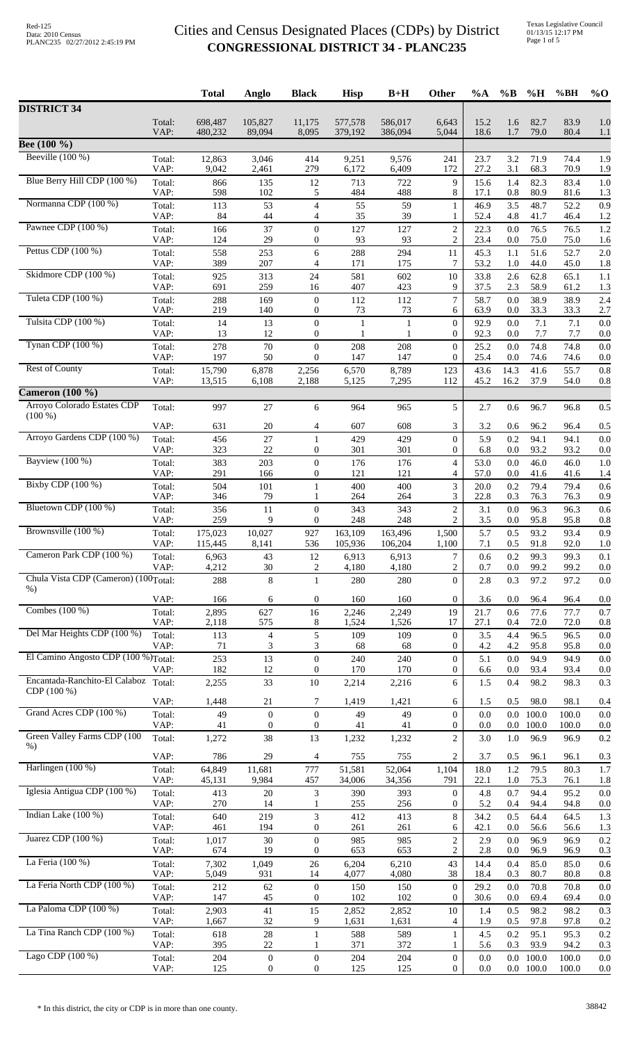# Cities and Census Designated Places (CDPs) by District
## CONGRESSIONAL DISTRICT 34 - PLANC235

| | | Total | Anglo | Black | Hisp | B+H | Other | %A | %B | %H | %BH | %O |
|---|---|---|---|---|---|---|---|---|---|---|---|---|
| **DISTRICT 34** | | | | | | | | | | | | |
| | Total: | 698,487 | 105,827 | 11,175 | 577,578 | 586,017 | 6,643 | 15.2 | 1.6 | 82.7 | 83.9 | 1.0 |
| | VAP: | 480,232 | 89,094 | 8,095 | 379,192 | 386,094 | 5,044 | 18.6 | 1.7 | 79.0 | 80.4 | 1.1 |
| **Bee (100 %)** | | | | | | | | | | | | |
| Beeville (100 %) | Total: | 12,863 | 3,046 | 414 | 9,251 | 9,576 | 241 | 23.7 | 3.2 | 71.9 | 74.4 | 1.9 |
| | VAP: | 9,042 | 2,461 | 279 | 6,172 | 6,409 | 172 | 27.2 | 3.1 | 68.3 | 70.9 | 1.9 |
| Blue Berry Hill CDP (100 %) | Total: | 866 | 135 | 12 | 713 | 722 | 9 | 15.6 | 1.4 | 82.3 | 83.4 | 1.0 |
| | VAP: | 598 | 102 | 5 | 484 | 488 | 8 | 17.1 | 0.8 | 80.9 | 81.6 | 1.3 |
| Normanna CDP (100 %) | Total: | 113 | 53 | 4 | 55 | 59 | 1 | 46.9 | 3.5 | 48.7 | 52.2 | 0.9 |
| | VAP: | 84 | 44 | 4 | 35 | 39 | 1 | 52.4 | 4.8 | 41.7 | 46.4 | 1.2 |
| Pawnee CDP (100 %) | Total: | 166 | 37 | 0 | 127 | 127 | 2 | 22.3 | 0.0 | 76.5 | 76.5 | 1.2 |
| | VAP: | 124 | 29 | 0 | 93 | 93 | 2 | 23.4 | 0.0 | 75.0 | 75.0 | 1.6 |
| Pettus CDP (100 %) | Total: | 558 | 253 | 6 | 288 | 294 | 11 | 45.3 | 1.1 | 51.6 | 52.7 | 2.0 |
| | VAP: | 389 | 207 | 4 | 171 | 175 | 7 | 53.2 | 1.0 | 44.0 | 45.0 | 1.8 |
| Skidmore CDP (100 %) | Total: | 925 | 313 | 24 | 581 | 602 | 10 | 33.8 | 2.6 | 62.8 | 65.1 | 1.1 |
| | VAP: | 691 | 259 | 16 | 407 | 423 | 9 | 37.5 | 2.3 | 58.9 | 61.2 | 1.3 |
| Tuleta CDP (100 %) | Total: | 288 | 169 | 0 | 112 | 112 | 7 | 58.7 | 0.0 | 38.9 | 38.9 | 2.4 |
| | VAP: | 219 | 140 | 0 | 73 | 73 | 6 | 63.9 | 0.0 | 33.3 | 33.3 | 2.7 |
| Tulsita CDP (100 %) | Total: | 14 | 13 | 0 | 1 | 1 | 0 | 92.9 | 0.0 | 7.1 | 7.1 | 0.0 |
| | VAP: | 13 | 12 | 0 | 1 | 1 | 0 | 92.3 | 0.0 | 7.7 | 7.7 | 0.0 |
| Tynan CDP (100 %) | Total: | 278 | 70 | 0 | 208 | 208 | 0 | 25.2 | 0.0 | 74.8 | 74.8 | 0.0 |
| | VAP: | 197 | 50 | 0 | 147 | 147 | 0 | 25.4 | 0.0 | 74.6 | 74.6 | 0.0 |
| Rest of County | Total: | 15,790 | 6,878 | 2,256 | 6,570 | 8,789 | 123 | 43.6 | 14.3 | 41.6 | 55.7 | 0.8 |
| | VAP: | 13,515 | 6,108 | 2,188 | 5,125 | 7,295 | 112 | 45.2 | 16.2 | 37.9 | 54.0 | 0.8 |
| **Cameron (100 %)** | | | | | | | | | | | | |
| Arroyo Colorado Estates CDP (100 %) | Total: | 997 | 27 | 6 | 964 | 965 | 5 | 2.7 | 0.6 | 96.7 | 96.8 | 0.5 |
| | VAP: | 631 | 20 | 4 | 607 | 608 | 3 | 3.2 | 0.6 | 96.2 | 96.4 | 0.5 |
| Arroyo Gardens CDP (100 %) | Total: | 456 | 27 | 1 | 429 | 429 | 0 | 5.9 | 0.2 | 94.1 | 94.1 | 0.0 |
| | VAP: | 323 | 22 | 0 | 301 | 301 | 0 | 6.8 | 0.0 | 93.2 | 93.2 | 0.0 |
| Bayview (100 %) | Total: | 383 | 203 | 0 | 176 | 176 | 4 | 53.0 | 0.0 | 46.0 | 46.0 | 1.0 |
| | VAP: | 291 | 166 | 0 | 121 | 121 | 4 | 57.0 | 0.0 | 41.6 | 41.6 | 1.4 |
| Bixby CDP (100 %) | Total: | 504 | 101 | 1 | 400 | 400 | 3 | 20.0 | 0.2 | 79.4 | 79.4 | 0.6 |
| | VAP: | 346 | 79 | 1 | 264 | 264 | 3 | 22.8 | 0.3 | 76.3 | 76.3 | 0.9 |
| Bluetown CDP (100 %) | Total: | 356 | 11 | 0 | 343 | 343 | 2 | 3.1 | 0.0 | 96.3 | 96.3 | 0.6 |
| | VAP: | 259 | 9 | 0 | 248 | 248 | 2 | 3.5 | 0.0 | 95.8 | 95.8 | 0.8 |
| Brownsville (100 %) | Total: | 175,023 | 10,027 | 927 | 163,109 | 163,496 | 1,500 | 5.7 | 0.5 | 93.2 | 93.4 | 0.9 |
| | VAP: | 115,445 | 8,141 | 536 | 105,936 | 106,204 | 1,100 | 7.1 | 0.5 | 91.8 | 92.0 | 1.0 |
| Cameron Park CDP (100 %) | Total: | 6,963 | 43 | 12 | 6,913 | 6,913 | 7 | 0.6 | 0.2 | 99.3 | 99.3 | 0.1 |
| | VAP: | 4,212 | 30 | 2 | 4,180 | 4,180 | 2 | 0.7 | 0.0 | 99.2 | 99.2 | 0.0 |
| Chula Vista CDP (Cameron) (100 %) | Total: | 288 | 8 | 1 | 280 | 280 | 0 | 2.8 | 0.3 | 97.2 | 97.2 | 0.0 |
| | VAP: | 166 | 6 | 0 | 160 | 160 | 0 | 3.6 | 0.0 | 96.4 | 96.4 | 0.0 |
| Combes (100 %) | Total: | 2,895 | 627 | 16 | 2,246 | 2,249 | 19 | 21.7 | 0.6 | 77.6 | 77.7 | 0.7 |
| | VAP: | 2,118 | 575 | 8 | 1,524 | 1,526 | 17 | 27.1 | 0.4 | 72.0 | 72.0 | 0.8 |
| Del Mar Heights CDP (100 %) | Total: | 113 | 4 | 5 | 109 | 109 | 0 | 3.5 | 4.4 | 96.5 | 96.5 | 0.0 |
| | VAP: | 71 | 3 | 3 | 68 | 68 | 0 | 4.2 | 4.2 | 95.8 | 95.8 | 0.0 |
| El Camino Angosto CDP (100 %) | Total: | 253 | 13 | 0 | 240 | 240 | 0 | 5.1 | 0.0 | 94.9 | 94.9 | 0.0 |
| | VAP: | 182 | 12 | 0 | 170 | 170 | 0 | 6.6 | 0.0 | 93.4 | 93.4 | 0.0 |
| Encantada-Ranchito-El Calaboz CDP (100 %) | Total: | 2,255 | 33 | 10 | 2,214 | 2,216 | 6 | 1.5 | 0.4 | 98.2 | 98.3 | 0.3 |
| | VAP: | 1,448 | 21 | 7 | 1,419 | 1,421 | 6 | 1.5 | 0.5 | 98.0 | 98.1 | 0.4 |
| Grand Acres CDP (100 %) | Total: | 49 | 0 | 0 | 49 | 49 | 0 | 0.0 | 0.0 | 100.0 | 100.0 | 0.0 |
| | VAP: | 41 | 0 | 0 | 41 | 41 | 0 | 0.0 | 0.0 | 100.0 | 100.0 | 0.0 |
| Green Valley Farms CDP (100 %) | Total: | 1,272 | 38 | 13 | 1,232 | 1,232 | 2 | 3.0 | 1.0 | 96.9 | 96.9 | 0.2 |
| | VAP: | 786 | 29 | 4 | 755 | 755 | 2 | 3.7 | 0.5 | 96.1 | 96.1 | 0.3 |
| Harlingen (100 %) | Total: | 64,849 | 11,681 | 777 | 51,581 | 52,064 | 1,104 | 18.0 | 1.2 | 79.5 | 80.3 | 1.7 |
| | VAP: | 45,131 | 9,984 | 457 | 34,006 | 34,356 | 791 | 22.1 | 1.0 | 75.3 | 76.1 | 1.8 |
| Iglesia Antigua CDP (100 %) | Total: | 413 | 20 | 3 | 390 | 393 | 0 | 4.8 | 0.7 | 94.4 | 95.2 | 0.0 |
| | VAP: | 270 | 14 | 1 | 255 | 256 | 0 | 5.2 | 0.4 | 94.4 | 94.8 | 0.0 |
| Indian Lake (100 %) | Total: | 640 | 219 | 3 | 412 | 413 | 8 | 34.2 | 0.5 | 64.4 | 64.5 | 1.3 |
| | VAP: | 461 | 194 | 0 | 261 | 261 | 6 | 42.1 | 0.0 | 56.6 | 56.6 | 1.3 |
| Juarez CDP (100 %) | Total: | 1,017 | 30 | 0 | 985 | 985 | 2 | 2.9 | 0.0 | 96.9 | 96.9 | 0.2 |
| | VAP: | 674 | 19 | 0 | 653 | 653 | 2 | 2.8 | 0.0 | 96.9 | 96.9 | 0.3 |
| La Feria (100 %) | Total: | 7,302 | 1,049 | 26 | 6,204 | 6,210 | 43 | 14.4 | 0.4 | 85.0 | 85.0 | 0.6 |
| | VAP: | 5,049 | 931 | 14 | 4,077 | 4,080 | 38 | 18.4 | 0.3 | 80.7 | 80.8 | 0.8 |
| La Feria North CDP (100 %) | Total: | 212 | 62 | 0 | 150 | 150 | 0 | 29.2 | 0.0 | 70.8 | 70.8 | 0.0 |
| | VAP: | 147 | 45 | 0 | 102 | 102 | 0 | 30.6 | 0.0 | 69.4 | 69.4 | 0.0 |
| La Paloma CDP (100 %) | Total: | 2,903 | 41 | 15 | 2,852 | 2,852 | 10 | 1.4 | 0.5 | 98.2 | 98.2 | 0.3 |
| | VAP: | 1,667 | 32 | 9 | 1,631 | 1,631 | 4 | 1.9 | 0.5 | 97.8 | 97.8 | 0.2 |
| La Tina Ranch CDP (100 %) | Total: | 618 | 28 | 1 | 588 | 589 | 1 | 4.5 | 0.2 | 95.1 | 95.3 | 0.2 |
| | VAP: | 395 | 22 | 1 | 371 | 372 | 1 | 5.6 | 0.3 | 93.9 | 94.2 | 0.3 |
| Lago CDP (100 %) | Total: | 204 | 0 | 0 | 204 | 204 | 0 | 0.0 | 0.0 | 100.0 | 100.0 | 0.0 |
| | VAP: | 125 | 0 | 0 | 125 | 125 | 0 | 0.0 | 0.0 | 100.0 | 100.0 | 0.0 |

\* In this district, the city or CDP is in more than one county.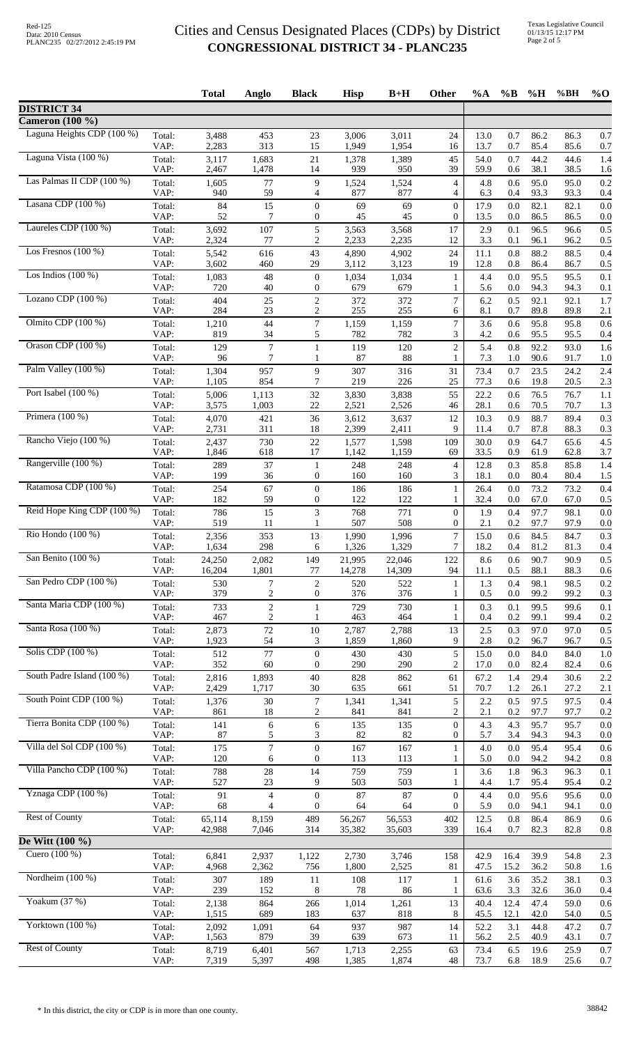# Cities and Census Designated Places (CDPs) by District
## CONGRESSIONAL DISTRICT 34 - PLANC235

| | | Total | Anglo | Black | Hisp | B+H | Other | %A | %B | %H | %BH | %O |
|---|---|---|---|---|---|---|---|---|---|---|---|---|
| **DISTRICT 34** | | | | | | | | | | | | |
| **Cameron (100 %)** | | | | | | | | | | | | |
| Laguna Heights CDP (100 %) | Total: | 3,488 | 453 | 23 | 3,006 | 3,011 | 24 | 13.0 | 0.7 | 86.2 | 86.3 | 0.7 |
| | VAP: | 2,283 | 313 | 15 | 1,949 | 1,954 | 16 | 13.7 | 0.7 | 85.4 | 85.6 | 0.7 |
| Laguna Vista (100 %) | Total: | 3,117 | 1,683 | 21 | 1,378 | 1,389 | 45 | 54.0 | 0.7 | 44.2 | 44.6 | 1.4 |
| | VAP: | 2,467 | 1,478 | 14 | 939 | 950 | 39 | 59.9 | 0.6 | 38.1 | 38.5 | 1.6 |
| Las Palmas II CDP (100 %) | Total: | 1,605 | 77 | 9 | 1,524 | 1,524 | 4 | 4.8 | 0.6 | 95.0 | 95.0 | 0.2 |
| | VAP: | 940 | 59 | 4 | 877 | 877 | 4 | 6.3 | 0.4 | 93.3 | 93.3 | 0.4 |
| Lasana CDP (100 %) | Total: | 84 | 15 | 0 | 69 | 69 | 0 | 17.9 | 0.0 | 82.1 | 82.1 | 0.0 |
| | VAP: | 52 | 7 | 0 | 45 | 45 | 0 | 13.5 | 0.0 | 86.5 | 86.5 | 0.0 |
| Laureles CDP (100 %) | Total: | 3,692 | 107 | 5 | 3,563 | 3,568 | 17 | 2.9 | 0.1 | 96.5 | 96.6 | 0.5 |
| | VAP: | 2,324 | 77 | 2 | 2,233 | 2,235 | 12 | 3.3 | 0.1 | 96.1 | 96.2 | 0.5 |
| Los Fresnos (100 %) | Total: | 5,542 | 616 | 43 | 4,890 | 4,902 | 24 | 11.1 | 0.8 | 88.2 | 88.5 | 0.4 |
| | VAP: | 3,602 | 460 | 29 | 3,112 | 3,123 | 19 | 12.8 | 0.8 | 86.4 | 86.7 | 0.5 |
| Los Indios (100 %) | Total: | 1,083 | 48 | 0 | 1,034 | 1,034 | 1 | 4.4 | 0.0 | 95.5 | 95.5 | 0.1 |
| | VAP: | 720 | 40 | 0 | 679 | 679 | 1 | 5.6 | 0.0 | 94.3 | 94.3 | 0.1 |
| Lozano CDP (100 %) | Total: | 404 | 25 | 2 | 372 | 372 | 7 | 6.2 | 0.5 | 92.1 | 92.1 | 1.7 |
| | VAP: | 284 | 23 | 2 | 255 | 255 | 6 | 8.1 | 0.7 | 89.8 | 89.8 | 2.1 |
| Olmito CDP (100 %) | Total: | 1,210 | 44 | 7 | 1,159 | 1,159 | 7 | 3.6 | 0.6 | 95.8 | 95.8 | 0.6 |
| | VAP: | 819 | 34 | 5 | 782 | 782 | 3 | 4.2 | 0.6 | 95.5 | 95.5 | 0.4 |
| Orason CDP (100 %) | Total: | 129 | 7 | 1 | 119 | 120 | 2 | 5.4 | 0.8 | 92.2 | 93.0 | 1.6 |
| | VAP: | 96 | 7 | 1 | 87 | 88 | 1 | 7.3 | 1.0 | 90.6 | 91.7 | 1.0 |
| Palm Valley (100 %) | Total: | 1,304 | 957 | 9 | 307 | 316 | 31 | 73.4 | 0.7 | 23.5 | 24.2 | 2.4 |
| | VAP: | 1,105 | 854 | 7 | 219 | 226 | 25 | 77.3 | 0.6 | 19.8 | 20.5 | 2.3 |
| Port Isabel (100 %) | Total: | 5,006 | 1,113 | 32 | 3,830 | 3,838 | 55 | 22.2 | 0.6 | 76.5 | 76.7 | 1.1 |
| | VAP: | 3,575 | 1,003 | 22 | 2,521 | 2,526 | 46 | 28.1 | 0.6 | 70.5 | 70.7 | 1.3 |
| Primera (100 %) | Total: | 4,070 | 421 | 36 | 3,612 | 3,637 | 12 | 10.3 | 0.9 | 88.7 | 89.4 | 0.3 |
| | VAP: | 2,731 | 311 | 18 | 2,399 | 2,411 | 9 | 11.4 | 0.7 | 87.8 | 88.3 | 0.3 |
| Rancho Viejo (100 %) | Total: | 2,437 | 730 | 22 | 1,577 | 1,598 | 109 | 30.0 | 0.9 | 64.7 | 65.6 | 4.5 |
| | VAP: | 1,846 | 618 | 17 | 1,142 | 1,159 | 69 | 33.5 | 0.9 | 61.9 | 62.8 | 3.7 |
| Rangerville (100 %) | Total: | 289 | 37 | 1 | 248 | 248 | 4 | 12.8 | 0.3 | 85.8 | 85.8 | 1.4 |
| | VAP: | 199 | 36 | 0 | 160 | 160 | 3 | 18.1 | 0.0 | 80.4 | 80.4 | 1.5 |
| Ratamosa CDP (100 %) | Total: | 254 | 67 | 0 | 186 | 186 | 1 | 26.4 | 0.0 | 73.2 | 73.2 | 0.4 |
| | VAP: | 182 | 59 | 0 | 122 | 122 | 1 | 32.4 | 0.0 | 67.0 | 67.0 | 0.5 |
| Reid Hope King CDP (100 %) | Total: | 786 | 15 | 3 | 768 | 771 | 0 | 1.9 | 0.4 | 97.7 | 98.1 | 0.0 |
| | VAP: | 519 | 11 | 1 | 507 | 508 | 0 | 2.1 | 0.2 | 97.7 | 97.9 | 0.0 |
| Rio Hondo (100 %) | Total: | 2,356 | 353 | 13 | 1,990 | 1,996 | 7 | 15.0 | 0.6 | 84.5 | 84.7 | 0.3 |
| | VAP: | 1,634 | 298 | 6 | 1,326 | 1,329 | 7 | 18.2 | 0.4 | 81.2 | 81.3 | 0.4 |
| San Benito (100 %) | Total: | 24,250 | 2,082 | 149 | 21,995 | 22,046 | 122 | 8.6 | 0.6 | 90.7 | 90.9 | 0.5 |
| | VAP: | 16,204 | 1,801 | 77 | 14,278 | 14,309 | 94 | 11.1 | 0.5 | 88.1 | 88.3 | 0.6 |
| San Pedro CDP (100 %) | Total: | 530 | 7 | 2 | 520 | 522 | 1 | 1.3 | 0.4 | 98.1 | 98.5 | 0.2 |
| | VAP: | 379 | 2 | 0 | 376 | 376 | 1 | 0.5 | 0.0 | 99.2 | 99.2 | 0.3 |
| Santa Maria CDP (100 %) | Total: | 733 | 2 | 1 | 729 | 730 | 1 | 0.3 | 0.1 | 99.5 | 99.6 | 0.1 |
| | VAP: | 467 | 2 | 1 | 463 | 464 | 1 | 0.4 | 0.2 | 99.1 | 99.4 | 0.2 |
| Santa Rosa (100 %) | Total: | 2,873 | 72 | 10 | 2,787 | 2,788 | 13 | 2.5 | 0.3 | 97.0 | 97.0 | 0.5 |
| | VAP: | 1,923 | 54 | 3 | 1,859 | 1,860 | 9 | 2.8 | 0.2 | 96.7 | 96.7 | 0.5 |
| Solis CDP (100 %) | Total: | 512 | 77 | 0 | 430 | 430 | 5 | 15.0 | 0.0 | 84.0 | 84.0 | 1.0 |
| | VAP: | 352 | 60 | 0 | 290 | 290 | 2 | 17.0 | 0.0 | 82.4 | 82.4 | 0.6 |
| South Padre Island (100 %) | Total: | 2,816 | 1,893 | 40 | 828 | 862 | 61 | 67.2 | 1.4 | 29.4 | 30.6 | 2.2 |
| | VAP: | 2,429 | 1,717 | 30 | 635 | 661 | 51 | 70.7 | 1.2 | 26.1 | 27.2 | 2.1 |
| South Point CDP (100 %) | Total: | 1,376 | 30 | 7 | 1,341 | 1,341 | 5 | 2.2 | 0.5 | 97.5 | 97.5 | 0.4 |
| | VAP: | 861 | 18 | 2 | 841 | 841 | 2 | 2.1 | 0.2 | 97.7 | 97.7 | 0.2 |
| Tierra Bonita CDP (100 %) | Total: | 141 | 6 | 6 | 135 | 135 | 0 | 4.3 | 4.3 | 95.7 | 95.7 | 0.0 |
| | VAP: | 87 | 5 | 3 | 82 | 82 | 0 | 5.7 | 3.4 | 94.3 | 94.3 | 0.0 |
| Villa del Sol CDP (100 %) | Total: | 175 | 7 | 0 | 167 | 167 | 1 | 4.0 | 0.0 | 95.4 | 95.4 | 0.6 |
| | VAP: | 120 | 6 | 0 | 113 | 113 | 1 | 5.0 | 0.0 | 94.2 | 94.2 | 0.8 |
| Villa Pancho CDP (100 %) | Total: | 788 | 28 | 14 | 759 | 759 | 1 | 3.6 | 1.8 | 96.3 | 96.3 | 0.1 |
| | VAP: | 527 | 23 | 9 | 503 | 503 | 1 | 4.4 | 1.7 | 95.4 | 95.4 | 0.2 |
| Yznaga CDP (100 %) | Total: | 91 | 4 | 0 | 87 | 87 | 0 | 4.4 | 0.0 | 95.6 | 95.6 | 0.0 |
| | VAP: | 68 | 4 | 0 | 64 | 64 | 0 | 5.9 | 0.0 | 94.1 | 94.1 | 0.0 |
| Rest of County | Total: | 65,114 | 8,159 | 489 | 56,267 | 56,553 | 402 | 12.5 | 0.8 | 86.4 | 86.9 | 0.6 |
| | VAP: | 42,988 | 7,046 | 314 | 35,382 | 35,603 | 339 | 16.4 | 0.7 | 82.3 | 82.8 | 0.8 |
| **De Witt (100 %)** | | | | | | | | | | | | |
| Cuero (100 %) | Total: | 6,841 | 2,937 | 1,122 | 2,730 | 3,746 | 158 | 42.9 | 16.4 | 39.9 | 54.8 | 2.3 |
| | VAP: | 4,968 | 2,362 | 756 | 1,800 | 2,525 | 81 | 47.5 | 15.2 | 36.2 | 50.8 | 1.6 |
| Nordheim (100 %) | Total: | 307 | 189 | 11 | 108 | 117 | 1 | 61.6 | 3.6 | 35.2 | 38.1 | 0.3 |
| | VAP: | 239 | 152 | 8 | 78 | 86 | 1 | 63.6 | 3.3 | 32.6 | 36.0 | 0.4 |
| Yoakum (37 %) | Total: | 2,138 | 864 | 266 | 1,014 | 1,261 | 13 | 40.4 | 12.4 | 47.4 | 59.0 | 0.6 |
| | VAP: | 1,515 | 689 | 183 | 637 | 818 | 8 | 45.5 | 12.1 | 42.0 | 54.0 | 0.5 |
| Yorktown (100 %) | Total: | 2,092 | 1,091 | 64 | 937 | 987 | 14 | 52.2 | 3.1 | 44.8 | 47.2 | 0.7 |
| | VAP: | 1,563 | 879 | 39 | 639 | 673 | 11 | 56.2 | 2.5 | 40.9 | 43.1 | 0.7 |
| Rest of County | Total: | 8,719 | 6,401 | 567 | 1,713 | 2,255 | 63 | 73.4 | 6.5 | 19.6 | 25.9 | 0.7 |
| | VAP: | 7,319 | 5,397 | 498 | 1,385 | 1,874 | 48 | 73.7 | 6.8 | 18.9 | 25.6 | 0.7 |

\* In this district, the city or CDP is in more than one county.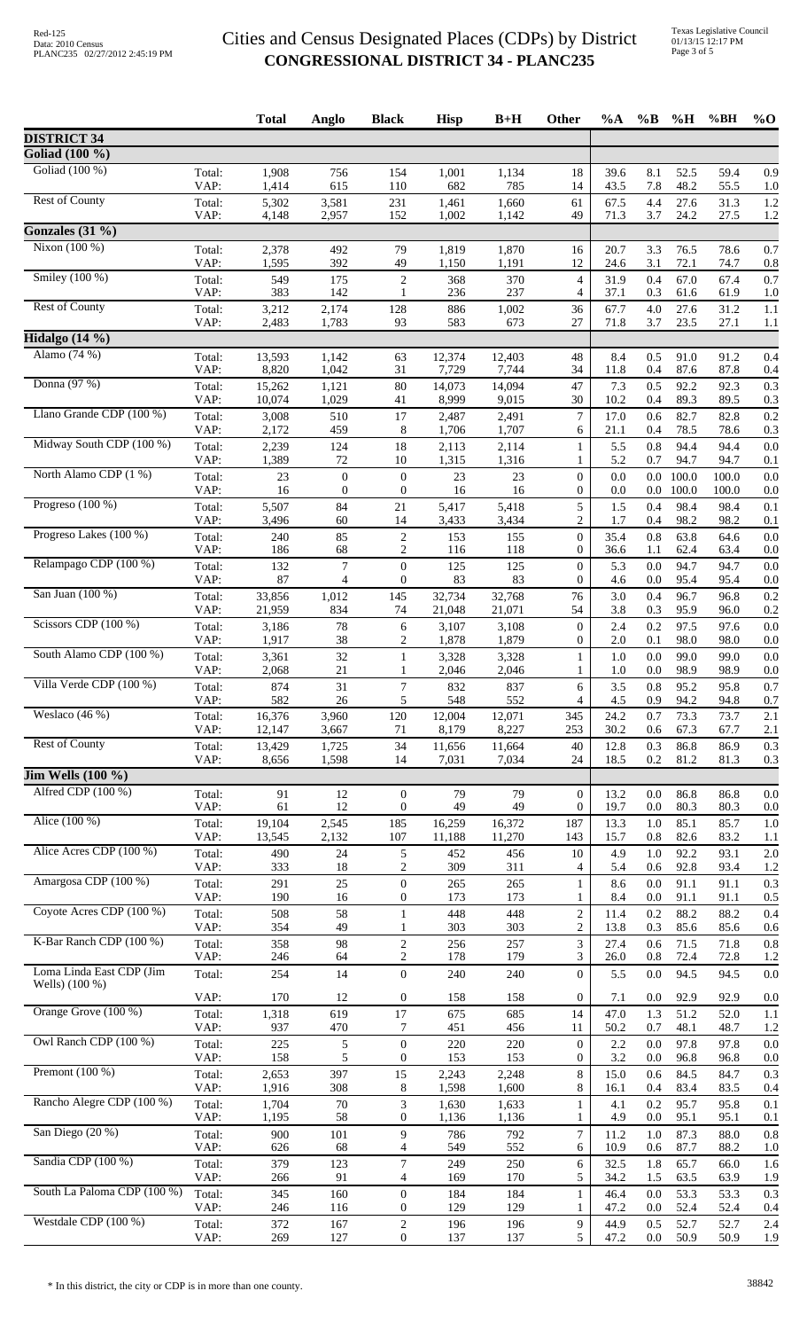# Cities and Census Designated Places (CDPs) by District
## CONGRESSIONAL DISTRICT 34 - PLANC235

| | | Total | Anglo | Black | Hisp | B+H | Other | %A | %B | %H | %BH | %O |
|---|---|---|---|---|---|---|---|---|---|---|---|---|
| **DISTRICT 34** | | | | | | | | | | | | |
| **Goliad (100 %)** | | | | | | | | | | | | |
| Goliad (100 %) | Total: | 1,908 | 756 | 154 | 1,001 | 1,134 | 18 | 39.6 | 8.1 | 52.5 | 59.4 | 0.9 |
| | VAP: | 1,414 | 615 | 110 | 682 | 785 | 14 | 43.5 | 7.8 | 48.2 | 55.5 | 1.0 |
| Rest of County | Total: | 5,302 | 3,581 | 231 | 1,461 | 1,660 | 61 | 67.5 | 4.4 | 27.6 | 31.3 | 1.2 |
| | VAP: | 4,148 | 2,957 | 152 | 1,002 | 1,142 | 49 | 71.3 | 3.7 | 24.2 | 27.5 | 1.2 |
| **Gonzales (31 %)** | | | | | | | | | | | | |
| Nixon (100 %) | Total: | 2,378 | 492 | 79 | 1,819 | 1,870 | 16 | 20.7 | 3.3 | 76.5 | 78.6 | 0.7 |
| | VAP: | 1,595 | 392 | 49 | 1,150 | 1,191 | 12 | 24.6 | 3.1 | 72.1 | 74.7 | 0.8 |
| Smiley (100 %) | Total: | 549 | 175 | 2 | 368 | 370 | 4 | 31.9 | 0.4 | 67.0 | 67.4 | 0.7 |
| | VAP: | 383 | 142 | 1 | 236 | 237 | 4 | 37.1 | 0.3 | 61.6 | 61.9 | 1.0 |
| Rest of County | Total: | 3,212 | 2,174 | 128 | 886 | 1,002 | 36 | 67.7 | 4.0 | 27.6 | 31.2 | 1.1 |
| | VAP: | 2,483 | 1,783 | 93 | 583 | 673 | 27 | 71.8 | 3.7 | 23.5 | 27.1 | 1.1 |
| **Hidalgo (14 %)** | | | | | | | | | | | | |
| Alamo (74 %) | Total: | 13,593 | 1,142 | 63 | 12,374 | 12,403 | 48 | 8.4 | 0.5 | 91.0 | 91.2 | 0.4 |
| | VAP: | 8,820 | 1,042 | 31 | 7,729 | 7,744 | 34 | 11.8 | 0.4 | 87.6 | 87.8 | 0.4 |
| Donna (97 %) | Total: | 15,262 | 1,121 | 80 | 14,073 | 14,094 | 47 | 7.3 | 0.5 | 92.2 | 92.3 | 0.3 |
| | VAP: | 10,074 | 1,029 | 41 | 8,999 | 9,015 | 30 | 10.2 | 0.4 | 89.3 | 89.5 | 0.3 |
| Llano Grande CDP (100 %) | Total: | 3,008 | 510 | 17 | 2,487 | 2,491 | 7 | 17.0 | 0.6 | 82.7 | 82.8 | 0.2 |
| | VAP: | 2,172 | 459 | 8 | 1,706 | 1,707 | 6 | 21.1 | 0.4 | 78.5 | 78.6 | 0.3 |
| Midway South CDP (100 %) | Total: | 2,239 | 124 | 18 | 2,113 | 2,114 | 1 | 5.5 | 0.8 | 94.4 | 94.4 | 0.0 |
| | VAP: | 1,389 | 72 | 10 | 1,315 | 1,316 | 1 | 5.2 | 0.7 | 94.7 | 94.7 | 0.1 |
| North Alamo CDP (1 %) | Total: | 23 | 0 | 0 | 23 | 23 | 0 | 0.0 | 0.0 | 100.0 | 100.0 | 0.0 |
| | VAP: | 16 | 0 | 0 | 16 | 16 | 0 | 0.0 | 0.0 | 100.0 | 100.0 | 0.0 |
| Progreso (100 %) | Total: | 5,507 | 84 | 21 | 5,417 | 5,418 | 5 | 1.5 | 0.4 | 98.4 | 98.4 | 0.1 |
| | VAP: | 3,496 | 60 | 14 | 3,433 | 3,434 | 2 | 1.7 | 0.4 | 98.2 | 98.2 | 0.1 |
| Progreso Lakes (100 %) | Total: | 240 | 85 | 2 | 153 | 155 | 0 | 35.4 | 0.8 | 63.8 | 64.6 | 0.0 |
| | VAP: | 186 | 68 | 2 | 116 | 118 | 0 | 36.6 | 1.1 | 62.4 | 63.4 | 0.0 |
| Relampago CDP (100 %) | Total: | 132 | 7 | 0 | 125 | 125 | 0 | 5.3 | 0.0 | 94.7 | 94.7 | 0.0 |
| | VAP: | 87 | 4 | 0 | 83 | 83 | 0 | 4.6 | 0.0 | 95.4 | 95.4 | 0.0 |
| San Juan (100 %) | Total: | 33,856 | 1,012 | 145 | 32,734 | 32,768 | 76 | 3.0 | 0.4 | 96.7 | 96.8 | 0.2 |
| | VAP: | 21,959 | 834 | 74 | 21,048 | 21,071 | 54 | 3.8 | 0.3 | 95.9 | 96.0 | 0.2 |
| Scissors CDP (100 %) | Total: | 3,186 | 78 | 6 | 3,107 | 3,108 | 0 | 2.4 | 0.2 | 97.5 | 97.6 | 0.0 |
| | VAP: | 1,917 | 38 | 2 | 1,878 | 1,879 | 0 | 2.0 | 0.1 | 98.0 | 98.0 | 0.0 |
| South Alamo CDP (100 %) | Total: | 3,361 | 32 | 1 | 3,328 | 3,328 | 1 | 1.0 | 0.0 | 99.0 | 99.0 | 0.0 |
| | VAP: | 2,068 | 21 | 1 | 2,046 | 2,046 | 1 | 1.0 | 0.0 | 98.9 | 98.9 | 0.0 |
| Villa Verde CDP (100 %) | Total: | 874 | 31 | 7 | 832 | 837 | 6 | 3.5 | 0.8 | 95.2 | 95.8 | 0.7 |
| | VAP: | 582 | 26 | 5 | 548 | 552 | 4 | 4.5 | 0.9 | 94.2 | 94.8 | 0.7 |
| Weslaco (46 %) | Total: | 16,376 | 3,960 | 120 | 12,004 | 12,071 | 345 | 24.2 | 0.7 | 73.3 | 73.7 | 2.1 |
| | VAP: | 12,147 | 3,667 | 71 | 8,179 | 8,227 | 253 | 30.2 | 0.6 | 67.3 | 67.7 | 2.1 |
| Rest of County | Total: | 13,429 | 1,725 | 34 | 11,656 | 11,664 | 40 | 12.8 | 0.3 | 86.8 | 86.9 | 0.3 |
| | VAP: | 8,656 | 1,598 | 14 | 7,031 | 7,034 | 24 | 18.5 | 0.2 | 81.2 | 81.3 | 0.3 |
| **Jim Wells (100 %)** | | | | | | | | | | | | |
| Alfred CDP (100 %) | Total: | 91 | 12 | 0 | 79 | 79 | 0 | 13.2 | 0.0 | 86.8 | 86.8 | 0.0 |
| | VAP: | 61 | 12 | 0 | 49 | 49 | 0 | 19.7 | 0.0 | 80.3 | 80.3 | 0.0 |
| Alice (100 %) | Total: | 19,104 | 2,545 | 185 | 16,259 | 16,372 | 187 | 13.3 | 1.0 | 85.1 | 85.7 | 1.0 |
| | VAP: | 13,545 | 2,132 | 107 | 11,188 | 11,270 | 143 | 15.7 | 0.8 | 82.6 | 83.2 | 1.1 |
| Alice Acres CDP (100 %) | Total: | 490 | 24 | 5 | 452 | 456 | 10 | 4.9 | 1.0 | 92.2 | 93.1 | 2.0 |
| | VAP: | 333 | 18 | 2 | 309 | 311 | 4 | 5.4 | 0.6 | 92.8 | 93.4 | 1.2 |
| Amargosa CDP (100 %) | Total: | 291 | 25 | 0 | 265 | 265 | 1 | 8.6 | 0.0 | 91.1 | 91.1 | 0.3 |
| | VAP: | 190 | 16 | 0 | 173 | 173 | 1 | 8.4 | 0.0 | 91.1 | 91.1 | 0.5 |
| Coyote Acres CDP (100 %) | Total: | 508 | 58 | 1 | 448 | 448 | 2 | 11.4 | 0.2 | 88.2 | 88.2 | 0.4 |
| | VAP: | 354 | 49 | 1 | 303 | 303 | 2 | 13.8 | 0.3 | 85.6 | 85.6 | 0.6 |
| K-Bar Ranch CDP (100 %) | Total: | 358 | 98 | 2 | 256 | 257 | 3 | 27.4 | 0.6 | 71.5 | 71.8 | 0.8 |
| | VAP: | 246 | 64 | 2 | 178 | 179 | 3 | 26.0 | 0.8 | 72.4 | 72.8 | 1.2 |
| Loma Linda East CDP (Jim Wells) (100 %) | Total: | 254 | 14 | 0 | 240 | 240 | 0 | 5.5 | 0.0 | 94.5 | 94.5 | 0.0 |
| | VAP: | 170 | 12 | 0 | 158 | 158 | 0 | 7.1 | 0.0 | 92.9 | 92.9 | 0.0 |
| Orange Grove (100 %) | Total: | 1,318 | 619 | 17 | 675 | 685 | 14 | 47.0 | 1.3 | 51.2 | 52.0 | 1.1 |
| | VAP: | 937 | 470 | 7 | 451 | 456 | 11 | 50.2 | 0.7 | 48.1 | 48.7 | 1.2 |
| Owl Ranch CDP (100 %) | Total: | 225 | 5 | 0 | 220 | 220 | 0 | 2.2 | 0.0 | 97.8 | 97.8 | 0.0 |
| | VAP: | 158 | 5 | 0 | 153 | 153 | 0 | 3.2 | 0.0 | 96.8 | 96.8 | 0.0 |
| Premont (100 %) | Total: | 2,653 | 397 | 15 | 2,243 | 2,248 | 8 | 15.0 | 0.6 | 84.5 | 84.7 | 0.3 |
| | VAP: | 1,916 | 308 | 8 | 1,598 | 1,600 | 8 | 16.1 | 0.4 | 83.4 | 83.5 | 0.4 |
| Rancho Alegre CDP (100 %) | Total: | 1,704 | 70 | 3 | 1,630 | 1,633 | 1 | 4.1 | 0.2 | 95.7 | 95.8 | 0.1 |
| | VAP: | 1,195 | 58 | 0 | 1,136 | 1,136 | 1 | 4.9 | 0.0 | 95.1 | 95.1 | 0.1 |
| San Diego (20 %) | Total: | 900 | 101 | 9 | 786 | 792 | 7 | 11.2 | 1.0 | 87.3 | 88.0 | 0.8 |
| | VAP: | 626 | 68 | 4 | 549 | 552 | 6 | 10.9 | 0.6 | 87.7 | 88.2 | 1.0 |
| Sandia CDP (100 %) | Total: | 379 | 123 | 7 | 249 | 250 | 6 | 32.5 | 1.8 | 65.7 | 66.0 | 1.6 |
| | VAP: | 266 | 91 | 4 | 169 | 170 | 5 | 34.2 | 1.5 | 63.5 | 63.9 | 1.9 |
| South La Paloma CDP (100 %) | Total: | 345 | 160 | 0 | 184 | 184 | 1 | 46.4 | 0.0 | 53.3 | 53.3 | 0.3 |
| | VAP: | 246 | 116 | 0 | 129 | 129 | 1 | 47.2 | 0.0 | 52.4 | 52.4 | 0.4 |
| Westdale CDP (100 %) | Total: | 372 | 167 | 2 | 196 | 196 | 9 | 44.9 | 0.5 | 52.7 | 52.7 | 2.4 |
| | VAP: | 269 | 127 | 0 | 137 | 137 | 5 | 47.2 | 0.0 | 50.9 | 50.9 | 1.9 |

* In this district, the city or CDP is in more than one county.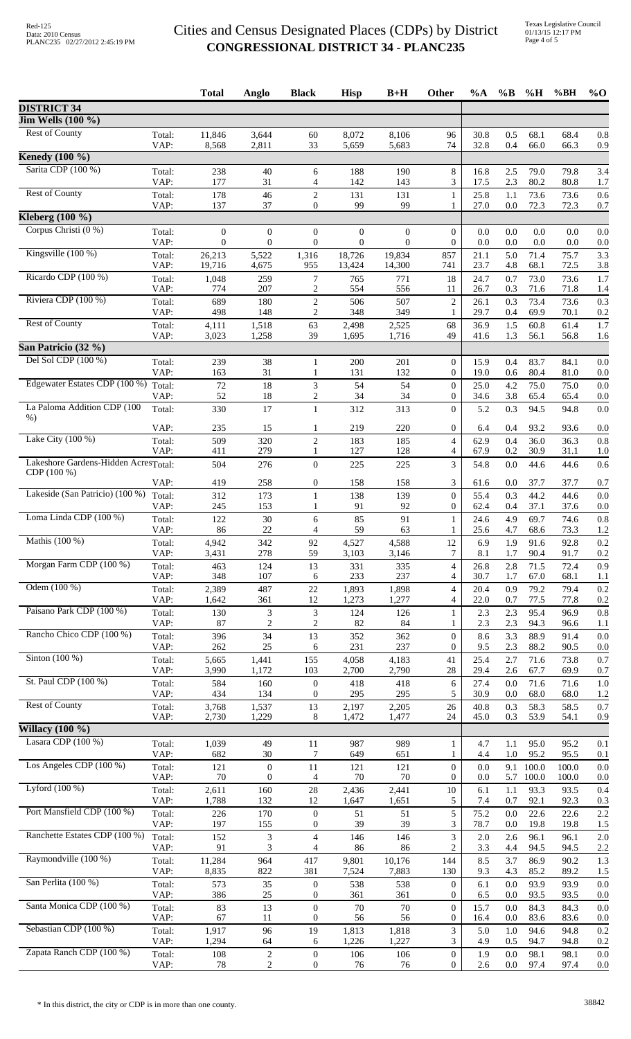# Cities and Census Designated Places (CDPs) by District
## CONGRESSIONAL DISTRICT 34 - PLANC235

| | | Total | Anglo | Black | Hisp | B+H | Other | %A | %B | %H | %BH | %O |
|---|---|---|---|---|---|---|---|---|---|---|---|---|
| **DISTRICT 34** | | | | | | | | | | | | |
| **Jim Wells (100 %)** | | | | | | | | | | | | |
| Rest of County | Total: | 11,846 | 3,644 | 60 | 8,072 | 8,106 | 96 | 30.8 | 0.5 | 68.1 | 68.4 | 0.8 |
| | VAP: | 8,568 | 2,811 | 33 | 5,659 | 5,683 | 74 | 32.8 | 0.4 | 66.0 | 66.3 | 0.9 |
| **Kenedy (100 %)** | | | | | | | | | | | | |
| Sarita CDP (100 %) | Total: | 238 | 40 | 6 | 188 | 190 | 8 | 16.8 | 2.5 | 79.0 | 79.8 | 3.4 |
| | VAP: | 177 | 31 | 4 | 142 | 143 | 3 | 17.5 | 2.3 | 80.2 | 80.8 | 1.7 |
| Rest of County | Total: | 178 | 46 | 2 | 131 | 131 | 1 | 25.8 | 1.1 | 73.6 | 73.6 | 0.6 |
| | VAP: | 137 | 37 | 0 | 99 | 99 | 1 | 27.0 | 0.0 | 72.3 | 72.3 | 0.7 |
| **Kleberg (100 %)** | | | | | | | | | | | | |
| Corpus Christi (0 %) | Total: | 0 | 0 | 0 | 0 | 0 | 0 | 0.0 | 0.0 | 0.0 | 0.0 | 0.0 |
| | VAP: | 0 | 0 | 0 | 0 | 0 | 0 | 0.0 | 0.0 | 0.0 | 0.0 | 0.0 |
| Kingsville (100 %) | Total: | 26,213 | 5,522 | 1,316 | 18,726 | 19,834 | 857 | 21.1 | 5.0 | 71.4 | 75.7 | 3.3 |
| | VAP: | 19,716 | 4,675 | 955 | 13,424 | 14,300 | 741 | 23.7 | 4.8 | 68.1 | 72.5 | 3.8 |
| Ricardo CDP (100 %) | Total: | 1,048 | 259 | 7 | 765 | 771 | 18 | 24.7 | 0.7 | 73.0 | 73.6 | 1.7 |
| | VAP: | 774 | 207 | 2 | 554 | 556 | 11 | 26.7 | 0.3 | 71.6 | 71.8 | 1.4 |
| Riviera CDP (100 %) | Total: | 689 | 180 | 2 | 506 | 507 | 2 | 26.1 | 0.3 | 73.4 | 73.6 | 0.3 |
| | VAP: | 498 | 148 | 2 | 348 | 349 | 1 | 29.7 | 0.4 | 69.9 | 70.1 | 0.2 |
| Rest of County | Total: | 4,111 | 1,518 | 63 | 2,498 | 2,525 | 68 | 36.9 | 1.5 | 60.8 | 61.4 | 1.7 |
| | VAP: | 3,023 | 1,258 | 39 | 1,695 | 1,716 | 49 | 41.6 | 1.3 | 56.1 | 56.8 | 1.6 |
| **San Patricio (32 %)** | | | | | | | | | | | | |
| Del Sol CDP (100 %) | Total: | 239 | 38 | 1 | 200 | 201 | 0 | 15.9 | 0.4 | 83.7 | 84.1 | 0.0 |
| | VAP: | 163 | 31 | 1 | 131 | 132 | 0 | 19.0 | 0.6 | 80.4 | 81.0 | 0.0 |
| Edgewater Estates CDP (100 %) | Total: | 72 | 18 | 3 | 54 | 54 | 0 | 25.0 | 4.2 | 75.0 | 75.0 | 0.0 |
| | VAP: | 52 | 18 | 2 | 34 | 34 | 0 | 34.6 | 3.8 | 65.4 | 65.4 | 0.0 |
| La Paloma Addition CDP (100 %) | Total: | 330 | 17 | 1 | 312 | 313 | 0 | 5.2 | 0.3 | 94.5 | 94.8 | 0.0 |
| | VAP: | 235 | 15 | 1 | 219 | 220 | 0 | 6.4 | 0.4 | 93.2 | 93.6 | 0.0 |
| Lake City (100 %) | Total: | 509 | 320 | 2 | 183 | 185 | 4 | 62.9 | 0.4 | 36.0 | 36.3 | 0.8 |
| | VAP: | 411 | 279 | 1 | 127 | 128 | 4 | 67.9 | 0.2 | 30.9 | 31.1 | 1.0 |
| Lakeshore Gardens-Hidden Acres CDP (100 %) | Total: | 504 | 276 | 0 | 225 | 225 | 3 | 54.8 | 0.0 | 44.6 | 44.6 | 0.6 |
| | VAP: | 419 | 258 | 0 | 158 | 158 | 3 | 61.6 | 0.0 | 37.7 | 37.7 | 0.7 |
| Lakeside (San Patricio) (100 %) | Total: | 312 | 173 | 1 | 138 | 139 | 0 | 55.4 | 0.3 | 44.2 | 44.6 | 0.0 |
| | VAP: | 245 | 153 | 1 | 91 | 92 | 0 | 62.4 | 0.4 | 37.1 | 37.6 | 0.0 |
| Loma Linda CDP (100 %) | Total: | 122 | 30 | 6 | 85 | 91 | 1 | 24.6 | 4.9 | 69.7 | 74.6 | 0.8 |
| | VAP: | 86 | 22 | 4 | 59 | 63 | 1 | 25.6 | 4.7 | 68.6 | 73.3 | 1.2 |
| Mathis (100 %) | Total: | 4,942 | 342 | 92 | 4,527 | 4,588 | 12 | 6.9 | 1.9 | 91.6 | 92.8 | 0.2 |
| | VAP: | 3,431 | 278 | 59 | 3,103 | 3,146 | 7 | 8.1 | 1.7 | 90.4 | 91.7 | 0.2 |
| Morgan Farm CDP (100 %) | Total: | 463 | 124 | 13 | 331 | 335 | 4 | 26.8 | 2.8 | 71.5 | 72.4 | 0.9 |
| | VAP: | 348 | 107 | 6 | 233 | 237 | 4 | 30.7 | 1.7 | 67.0 | 68.1 | 1.1 |
| Odem (100 %) | Total: | 2,389 | 487 | 22 | 1,893 | 1,898 | 4 | 20.4 | 0.9 | 79.2 | 79.4 | 0.2 |
| | VAP: | 1,642 | 361 | 12 | 1,273 | 1,277 | 4 | 22.0 | 0.7 | 77.5 | 77.8 | 0.2 |
| Paisano Park CDP (100 %) | Total: | 130 | 3 | 3 | 124 | 126 | 1 | 2.3 | 2.3 | 95.4 | 96.9 | 0.8 |
| | VAP: | 87 | 2 | 2 | 82 | 84 | 1 | 2.3 | 2.3 | 94.3 | 96.6 | 1.1 |
| Rancho Chico CDP (100 %) | Total: | 396 | 34 | 13 | 352 | 362 | 0 | 8.6 | 3.3 | 88.9 | 91.4 | 0.0 |
| | VAP: | 262 | 25 | 6 | 231 | 237 | 0 | 9.5 | 2.3 | 88.2 | 90.5 | 0.0 |
| Sinton (100 %) | Total: | 5,665 | 1,441 | 155 | 4,058 | 4,183 | 41 | 25.4 | 2.7 | 71.6 | 73.8 | 0.7 |
| | VAP: | 3,990 | 1,172 | 103 | 2,700 | 2,790 | 28 | 29.4 | 2.6 | 67.7 | 69.9 | 0.7 |
| St. Paul CDP (100 %) | Total: | 584 | 160 | 0 | 418 | 418 | 6 | 27.4 | 0.0 | 71.6 | 71.6 | 1.0 |
| | VAP: | 434 | 134 | 0 | 295 | 295 | 5 | 30.9 | 0.0 | 68.0 | 68.0 | 1.2 |
| Rest of County | Total: | 3,768 | 1,537 | 13 | 2,197 | 2,205 | 26 | 40.8 | 0.3 | 58.3 | 58.5 | 0.7 |
| | VAP: | 2,730 | 1,229 | 8 | 1,472 | 1,477 | 24 | 45.0 | 0.3 | 53.9 | 54.1 | 0.9 |
| **Willacy (100 %)** | | | | | | | | | | | | |
| Lasara CDP (100 %) | Total: | 1,039 | 49 | 11 | 987 | 989 | 1 | 4.7 | 1.1 | 95.0 | 95.2 | 0.1 |
| | VAP: | 682 | 30 | 7 | 649 | 651 | 1 | 4.4 | 1.0 | 95.2 | 95.5 | 0.1 |
| Los Angeles CDP (100 %) | Total: | 121 | 0 | 11 | 121 | 121 | 0 | 0.0 | 9.1 | 100.0 | 100.0 | 0.0 |
| | VAP: | 70 | 0 | 4 | 70 | 70 | 0 | 0.0 | 5.7 | 100.0 | 100.0 | 0.0 |
| Lyford (100 %) | Total: | 2,611 | 160 | 28 | 2,436 | 2,441 | 10 | 6.1 | 1.1 | 93.3 | 93.5 | 0.4 |
| | VAP: | 1,788 | 132 | 12 | 1,647 | 1,651 | 5 | 7.4 | 0.7 | 92.1 | 92.3 | 0.3 |
| Port Mansfield CDP (100 %) | Total: | 226 | 170 | 0 | 51 | 51 | 5 | 75.2 | 0.0 | 22.6 | 22.6 | 2.2 |
| | VAP: | 197 | 155 | 0 | 39 | 39 | 3 | 78.7 | 0.0 | 19.8 | 19.8 | 1.5 |
| Ranchette Estates CDP (100 %) | Total: | 152 | 3 | 4 | 146 | 146 | 3 | 2.0 | 2.6 | 96.1 | 96.1 | 2.0 |
| | VAP: | 91 | 3 | 4 | 86 | 86 | 2 | 3.3 | 4.4 | 94.5 | 94.5 | 2.2 |
| Raymondville (100 %) | Total: | 11,284 | 964 | 417 | 9,801 | 10,176 | 144 | 8.5 | 3.7 | 86.9 | 90.2 | 1.3 |
| | VAP: | 8,835 | 822 | 381 | 7,524 | 7,883 | 130 | 9.3 | 4.3 | 85.2 | 89.2 | 1.5 |
| San Perlita (100 %) | Total: | 573 | 35 | 0 | 538 | 538 | 0 | 6.1 | 0.0 | 93.9 | 93.9 | 0.0 |
| | VAP: | 386 | 25 | 0 | 361 | 361 | 0 | 6.5 | 0.0 | 93.5 | 93.5 | 0.0 |
| Santa Monica CDP (100 %) | Total: | 83 | 13 | 0 | 70 | 70 | 0 | 15.7 | 0.0 | 84.3 | 84.3 | 0.0 |
| | VAP: | 67 | 11 | 0 | 56 | 56 | 0 | 16.4 | 0.0 | 83.6 | 83.6 | 0.0 |
| Sebastian CDP (100 %) | Total: | 1,917 | 96 | 19 | 1,813 | 1,818 | 3 | 5.0 | 1.0 | 94.6 | 94.8 | 0.2 |
| | VAP: | 1,294 | 64 | 6 | 1,226 | 1,227 | 3 | 4.9 | 0.5 | 94.7 | 94.8 | 0.2 |
| Zapata Ranch CDP (100 %) | Total: | 108 | 2 | 0 | 106 | 106 | 0 | 1.9 | 0.0 | 98.1 | 98.1 | 0.0 |
| | VAP: | 78 | 2 | 0 | 76 | 76 | 0 | 2.6 | 0.0 | 97.4 | 97.4 | 0.0 |

\* In this district, the city or CDP is in more than one county.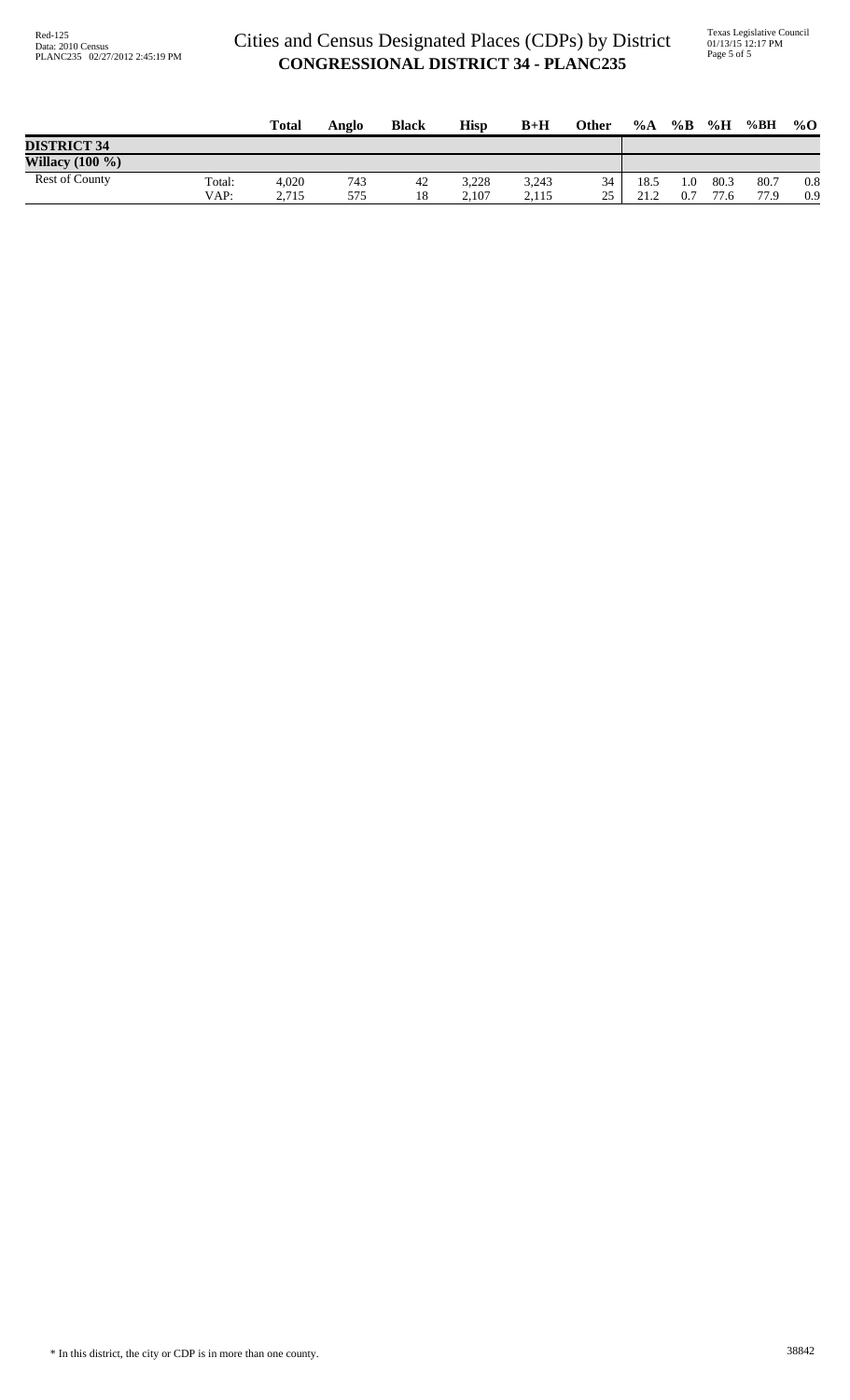# Cities and Census Designated Places (CDPs) by District

## CONGRESSIONAL DISTRICT 34 - PLANC235

| | | Total | Anglo | Black | Hisp | B+H | Other | %A | %B | %H | %BH | %O |
|---|---|---|---|---|---|---|---|---|---|---|---|---|
| **DISTRICT 34** | | | | | | | | | | | | |
| **Willacy (100 %)** | | | | | | | | | | | | |
| Rest of County | Total: | 4,020 | 743 | 42 | 3,228 | 3,243 | 34 | 18.5 | 1.0 | 80.3 | 80.7 | 0.8 |
| | VAP: | 2,715 | 575 | 18 | 2,107 | 2,115 | 25 | 21.2 | 0.7 | 77.6 | 77.9 | 0.9 |

* In this district, the city or CDP is in more than one county.